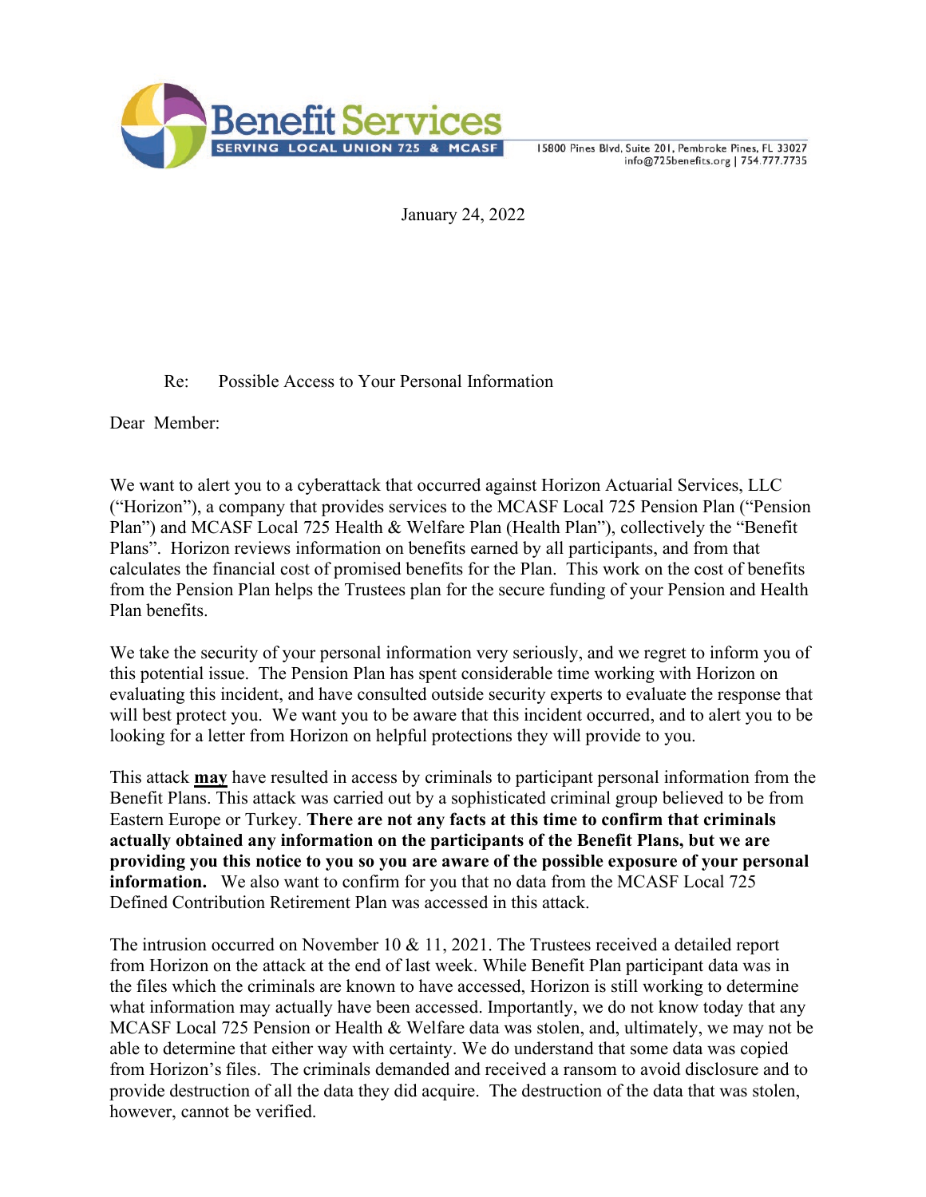**Benefit Services**
SERVING LOCAL UNION 725 & MCASF

15800 Pines Blvd, Suite 201, Pembroke Pines, FL 33027
info@725benefits.org | 754.777.7735

January 24, 2022

Re: Possible Access to Your Personal Information

Dear Member:

We want to alert you to a cyberattack that occurred against Horizon Actuarial Services, LLC ("Horizon"), a company that provides services to the MCASF Local 725 Pension Plan ("Pension Plan") and MCASF Local 725 Health & Welfare Plan (Health Plan"), collectively the "Benefit Plans". Horizon reviews information on benefits earned by all participants, and from that calculates the financial cost of promised benefits for the Plan. This work on the cost of benefits from the Pension Plan helps the Trustees plan for the secure funding of your Pension and Health Plan benefits.

We take the security of your personal information very seriously, and we regret to inform you of this potential issue. The Pension Plan has spent considerable time working with Horizon on evaluating this incident, and have consulted outside security experts to evaluate the response that will best protect you. We want you to be aware that this incident occurred, and to alert you to be looking for a letter from Horizon on helpful protections they will provide to you.

This attack **<u>may</u>** have resulted in access by criminals to participant personal information from the Benefit Plans. This attack was carried out by a sophisticated criminal group believed to be from Eastern Europe or Turkey. **There are not any facts at this time to confirm that criminals actually obtained any information on the participants of the Benefit Plans, but we are providing you this notice to you so you are aware of the possible exposure of your personal information.** We also want to confirm for you that no data from the MCASF Local 725 Defined Contribution Retirement Plan was accessed in this attack.

The intrusion occurred on November 10 & 11, 2021. The Trustees received a detailed report from Horizon on the attack at the end of last week. While Benefit Plan participant data was in the files which the criminals are known to have accessed, Horizon is still working to determine what information may actually have been accessed. Importantly, we do not know today that any MCASF Local 725 Pension or Health & Welfare data was stolen, and, ultimately, we may not be able to determine that either way with certainty. We do understand that some data was copied from Horizon's files. The criminals demanded and received a ransom to avoid disclosure and to provide destruction of all the data they did acquire. The destruction of the data that was stolen, however, cannot be verified.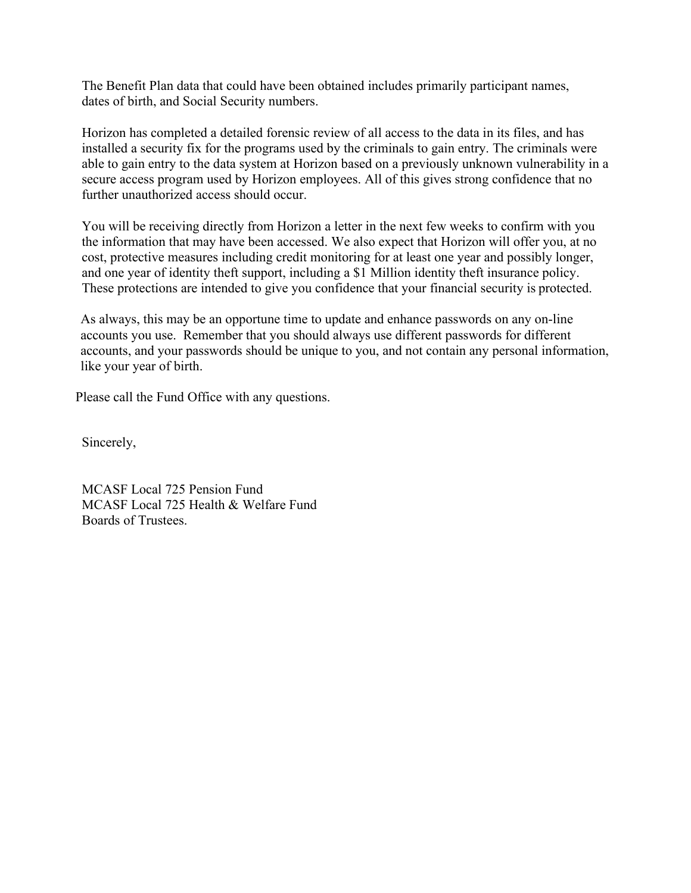The Benefit Plan data that could have been obtained includes primarily participant names, dates of birth, and Social Security numbers.

Horizon has completed a detailed forensic review of all access to the data in its files, and has installed a security fix for the programs used by the criminals to gain entry. The criminals were able to gain entry to the data system at Horizon based on a previously unknown vulnerability in a secure access program used by Horizon employees. All of this gives strong confidence that no further unauthorized access should occur.

You will be receiving directly from Horizon a letter in the next few weeks to confirm with you the information that may have been accessed. We also expect that Horizon will offer you, at no cost, protective measures including credit monitoring for at least one year and possibly longer, and one year of identity theft support, including a $1 Million identity theft insurance policy. These protections are intended to give you confidence that your financial security is protected.

As always, this may be an opportune time to update and enhance passwords on any on-line accounts you use. Remember that you should always use different passwords for different accounts, and your passwords should be unique to you, and not contain any personal information, like your year of birth.

Please call the Fund Office with any questions.

Sincerely,

MCASF Local 725 Pension Fund
MCASF Local 725 Health & Welfare Fund
Boards of Trustees.